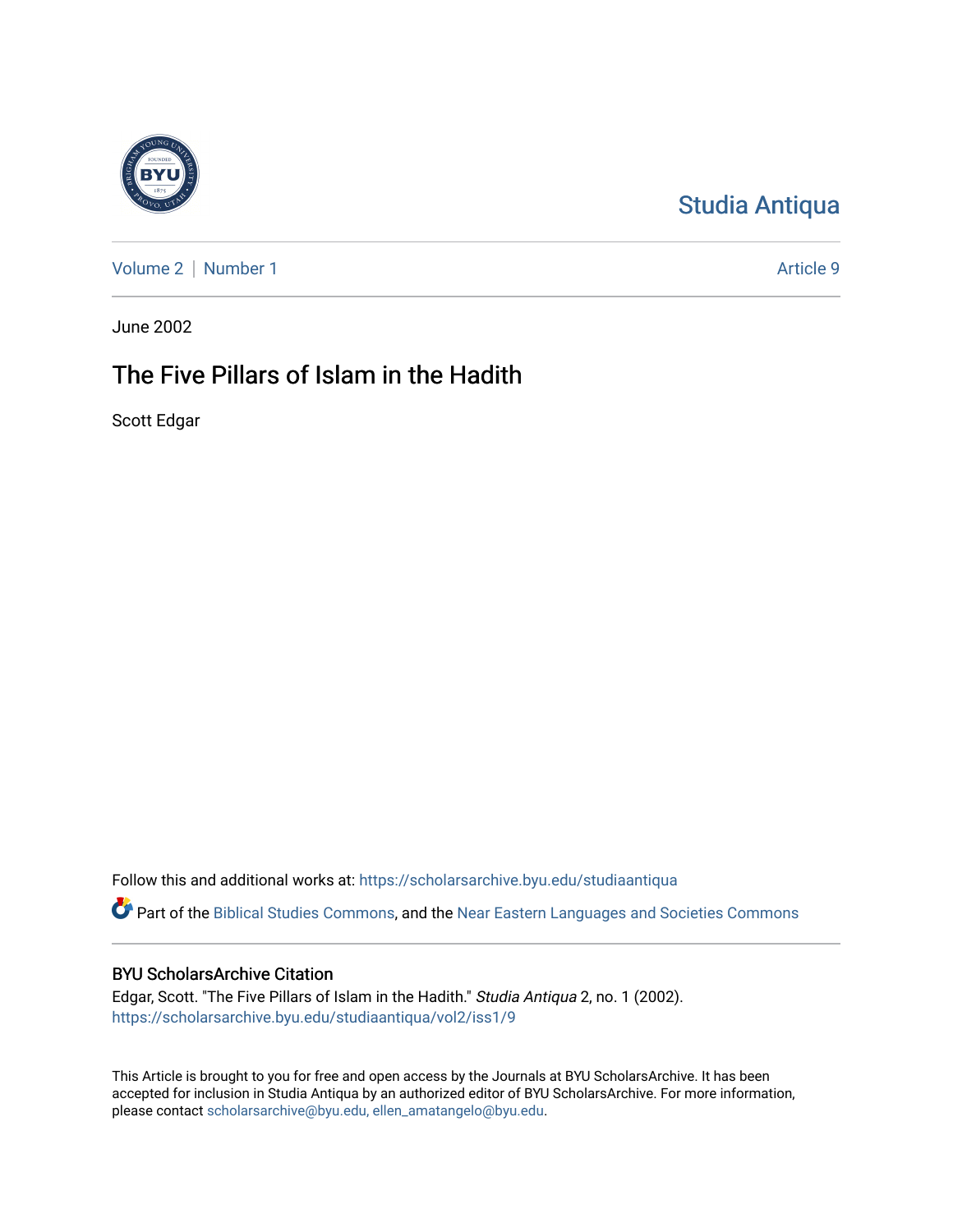Studia Antiqua

Volume 2 | Number 1 — Article 9

June 2002

# The Five Pillars of Islam in the Hadith

Scott Edgar

Follow this and additional works at: https://scholarsarchive.byu.edu/studiaantiqua

Part of the Biblical Studies Commons, and the Near Eastern Languages and Societies Commons

## BYU ScholarsArchive Citation

Edgar, Scott. "The Five Pillars of Islam in the Hadith." *Studia Antiqua* 2, no. 1 (2002).
https://scholarsarchive.byu.edu/studiaantiqua/vol2/iss1/9

This Article is brought to you for free and open access by the Journals at BYU ScholarsArchive. It has been accepted for inclusion in Studia Antiqua by an authorized editor of BYU ScholarsArchive. For more information, please contact scholarsarchive@byu.edu, ellen_amatangelo@byu.edu.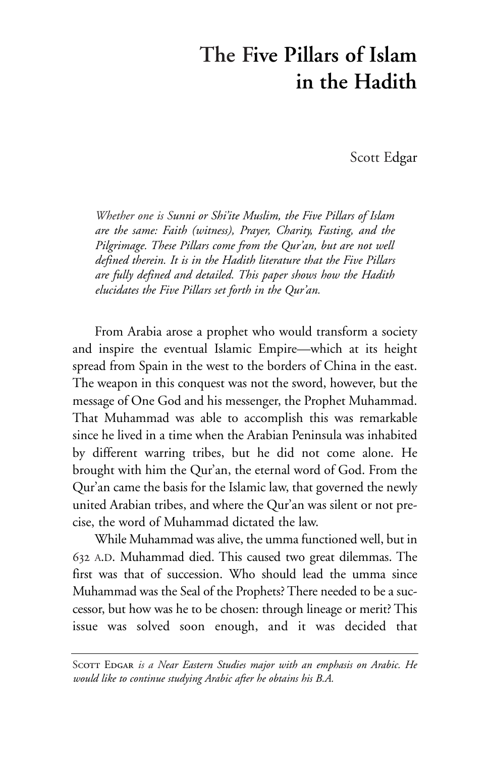# The Five Pillars of Islam in the Hadith

Scott Edgar

*Whether one is Sunni or Shi'ite Muslim, the Five Pillars of Islam are the same: Faith (witness), Prayer, Charity, Fasting, and the Pilgrimage. These Pillars come from the Qur'an, but are not well defined therein. It is in the Hadith literature that the Five Pillars are fully defined and detailed. This paper shows how the Hadith elucidates the Five Pillars set forth in the Qur'an.*

From Arabia arose a prophet who would transform a society and inspire the eventual Islamic Empire—which at its height spread from Spain in the west to the borders of China in the east. The weapon in this conquest was not the sword, however, but the message of One God and his messenger, the Prophet Muhammad. That Muhammad was able to accomplish this was remarkable since he lived in a time when the Arabian Peninsula was inhabited by different warring tribes, but he did not come alone. He brought with him the Qur'an, the eternal word of God. From the Qur'an came the basis for the Islamic law, that governed the newly united Arabian tribes, and where the Qur'an was silent or not precise, the word of Muhammad dictated the law.

While Muhammad was alive, the umma functioned well, but in 632 A.D. Muhammad died. This caused two great dilemmas. The first was that of succession. Who should lead the umma since Muhammad was the Seal of the Prophets? There needed to be a successor, but how was he to be chosen: through lineage or merit? This issue was solved soon enough, and it was decided that

---

Scott Edgar *is a Near Eastern Studies major with an emphasis on Arabic. He would like to continue studying Arabic after he obtains his B.A.*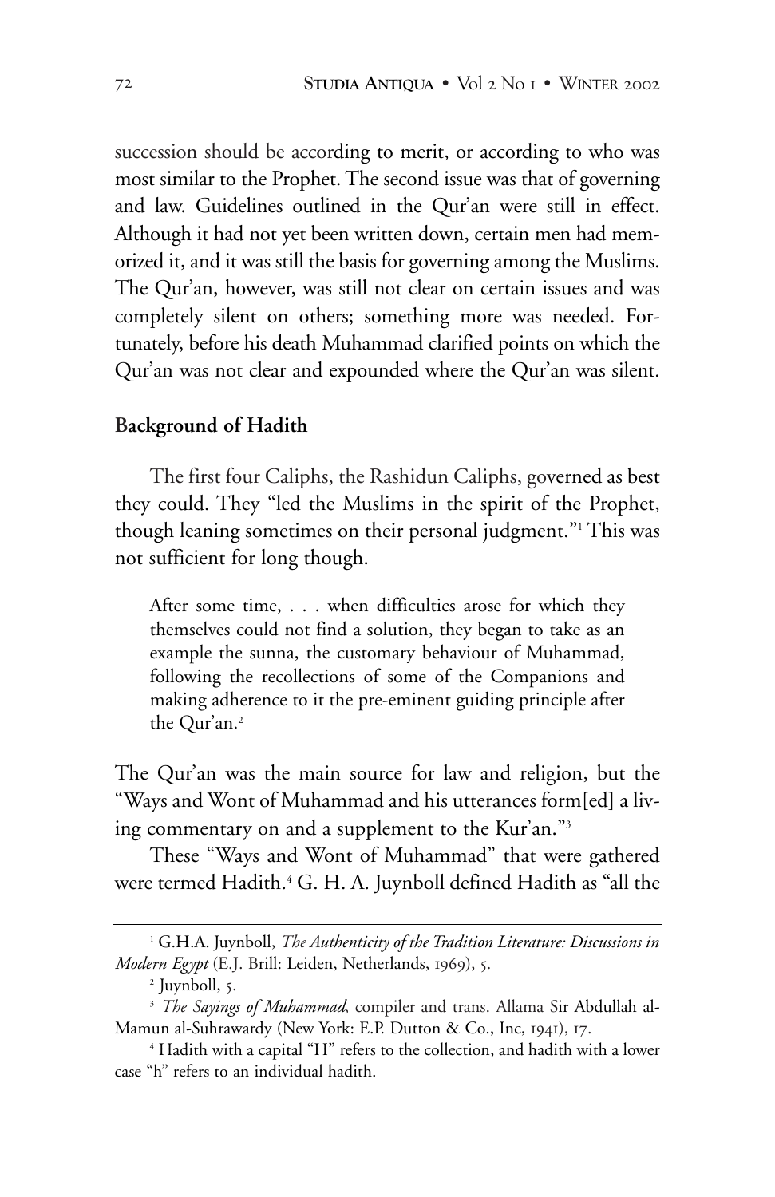succession should be according to merit, or according to who was most similar to the Prophet. The second issue was that of governing and law. Guidelines outlined in the Qur'an were still in effect. Although it had not yet been written down, certain men had memorized it, and it was still the basis for governing among the Muslims. The Qur'an, however, was still not clear on certain issues and was completely silent on others; something more was needed. Fortunately, before his death Muhammad clarified points on which the Qur'an was not clear and expounded where the Qur'an was silent.

**Background of Hadith**

The first four Caliphs, the Rashidun Caliphs, governed as best they could. They "led the Muslims in the spirit of the Prophet, though leaning sometimes on their personal judgment."[1] This was not sufficient for long though.

> After some time, . . . when difficulties arose for which they themselves could not find a solution, they began to take as an example the sunna, the customary behaviour of Muhammad, following the recollections of some of the Companions and making adherence to it the pre-eminent guiding principle after the Qur'an.[2]

The Qur'an was the main source for law and religion, but the "Ways and Wont of Muhammad and his utterances form[ed] a living commentary on and a supplement to the Kur'an."[3]

These "Ways and Wont of Muhammad" that were gathered were termed Hadith.[4] G. H. A. Juynboll defined Hadith as "all the

---

[1] G.H.A. Juynboll, *The Authenticity of the Tradition Literature: Discussions in Modern Egypt* (E.J. Brill: Leiden, Netherlands, 1969), 5.

[2] Juynboll, 5.

[3] *The Sayings of Muhammad*, compiler and trans. Allama Sir Abdullah al-Mamun al-Suhrawardy (New York: E.P. Dutton & Co., Inc, 1941), 17.

[4] Hadith with a capital "H" refers to the collection, and hadith with a lower case "h" refers to an individual hadith.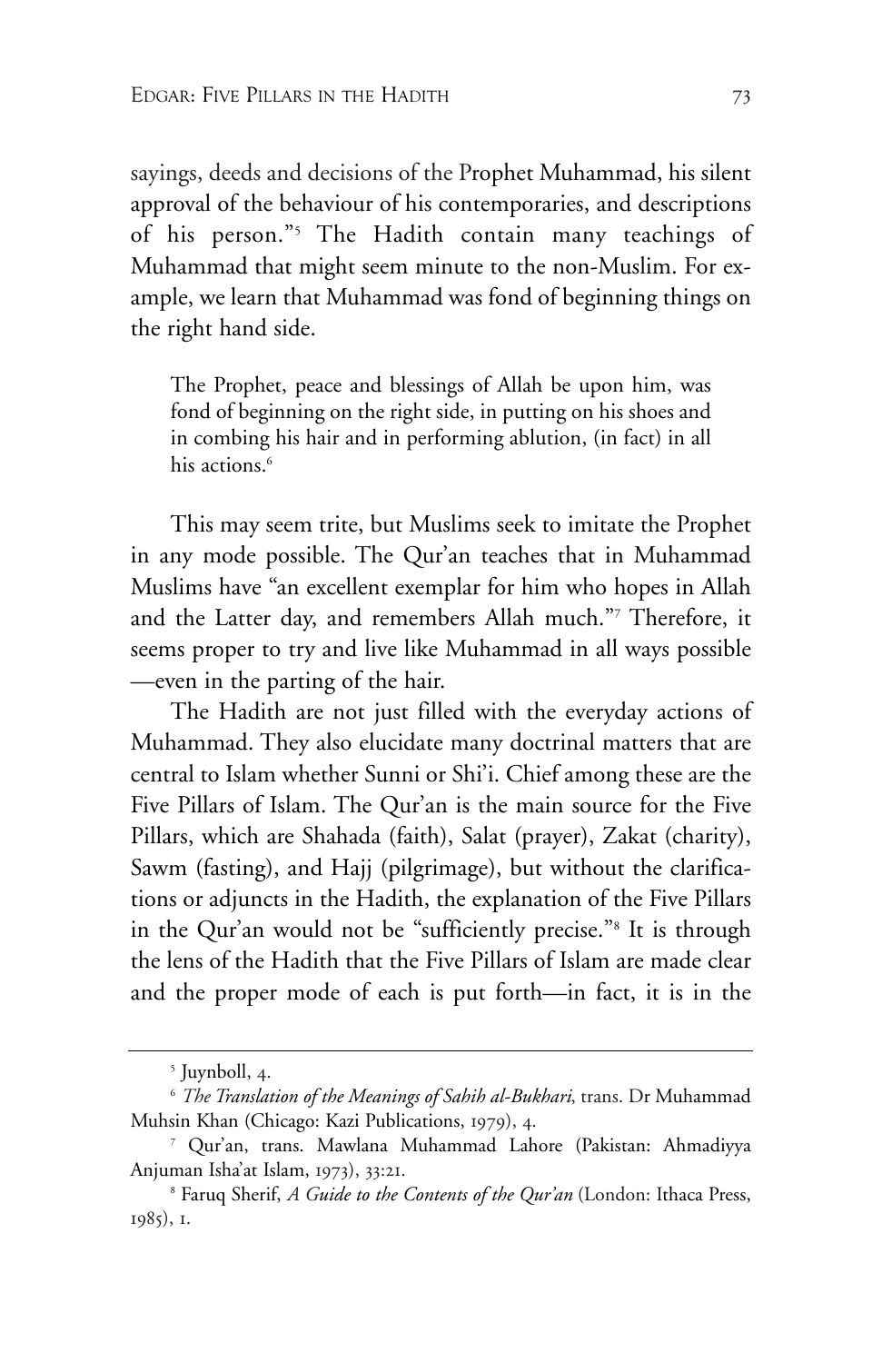sayings, deeds and decisions of the Prophet Muhammad, his silent approval of the behaviour of his contemporaries, and descriptions of his person."[5] The Hadith contain many teachings of Muhammad that might seem minute to the non-Muslim. For example, we learn that Muhammad was fond of beginning things on the right hand side.

> The Prophet, peace and blessings of Allah be upon him, was fond of beginning on the right side, in putting on his shoes and in combing his hair and in performing ablution, (in fact) in all his actions.[6]

This may seem trite, but Muslims seek to imitate the Prophet in any mode possible. The Qur'an teaches that in Muhammad Muslims have "an excellent exemplar for him who hopes in Allah and the Latter day, and remembers Allah much."[7] Therefore, it seems proper to try and live like Muhammad in all ways possible —even in the parting of the hair.

The Hadith are not just filled with the everyday actions of Muhammad. They also elucidate many doctrinal matters that are central to Islam whether Sunni or Shi'i. Chief among these are the Five Pillars of Islam. The Qur'an is the main source for the Five Pillars, which are Shahada (faith), Salat (prayer), Zakat (charity), Sawm (fasting), and Hajj (pilgrimage), but without the clarifications or adjuncts in the Hadith, the explanation of the Five Pillars in the Qur'an would not be "sufficiently precise."[8] It is through the lens of the Hadith that the Five Pillars of Islam are made clear and the proper mode of each is put forth—in fact, it is in the

---

[5] Juynboll, 4.

[6] *The Translation of the Meanings of Sahih al-Bukhari*, trans. Dr Muhammad Muhsin Khan (Chicago: Kazi Publications, 1979), 4.

[7] Qur'an, trans. Mawlana Muhammad Lahore (Pakistan: Ahmadiyya Anjuman Isha'at Islam, 1973), 33:21.

[8] Faruq Sherif, *A Guide to the Contents of the Qur'an* (London: Ithaca Press, 1985), 1.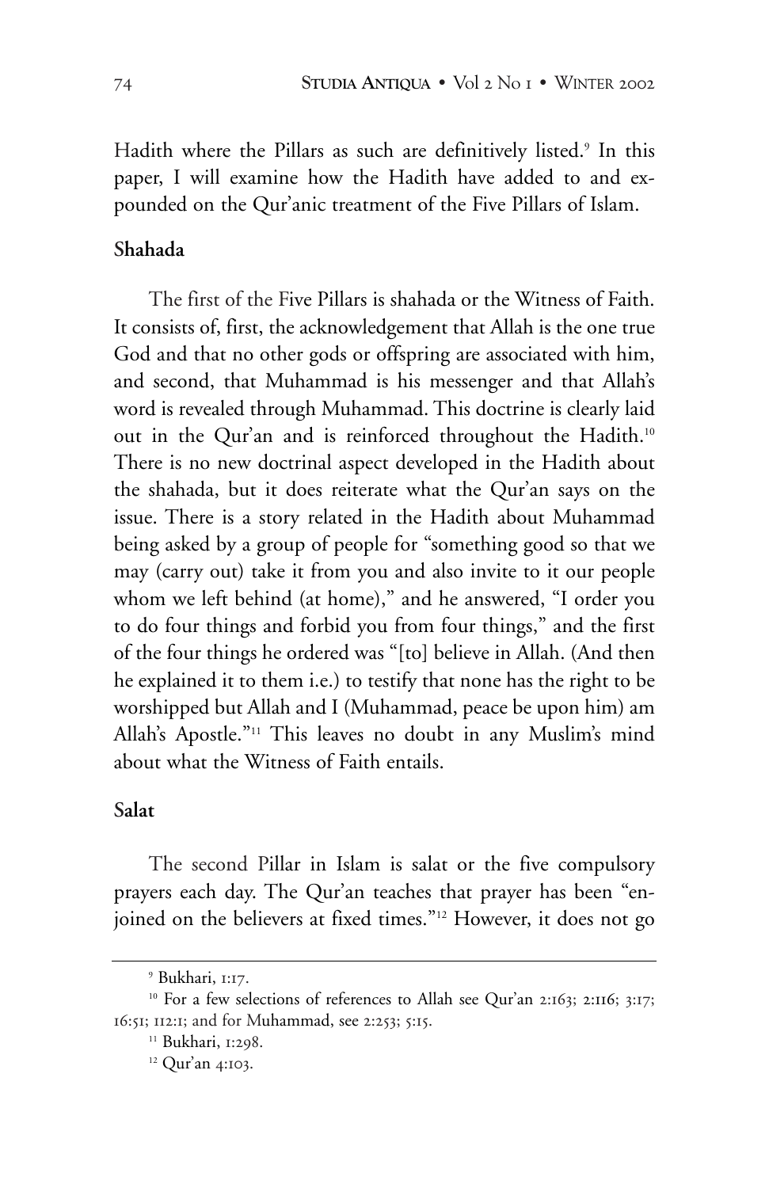Hadith where the Pillars as such are definitively listed.[9] In this paper, I will examine how the Hadith have added to and expounded on the Qur'anic treatment of the Five Pillars of Islam.

## Shahada

The first of the Five Pillars is shahada or the Witness of Faith. It consists of, first, the acknowledgement that Allah is the one true God and that no other gods or offspring are associated with him, and second, that Muhammad is his messenger and that Allah's word is revealed through Muhammad. This doctrine is clearly laid out in the Qur'an and is reinforced throughout the Hadith.[10] There is no new doctrinal aspect developed in the Hadith about the shahada, but it does reiterate what the Qur'an says on the issue. There is a story related in the Hadith about Muhammad being asked by a group of people for "something good so that we may (carry out) take it from you and also invite to it our people whom we left behind (at home)," and he answered, "I order you to do four things and forbid you from four things," and the first of the four things he ordered was "[to] believe in Allah. (And then he explained it to them i.e.) to testify that none has the right to be worshipped but Allah and I (Muhammad, peace be upon him) am Allah's Apostle."[11] This leaves no doubt in any Muslim's mind about what the Witness of Faith entails.

## Salat

The second Pillar in Islam is salat or the five compulsory prayers each day. The Qur'an teaches that prayer has been "enjoined on the believers at fixed times."[12] However, it does not go

---

[9] Bukhari, 1:17.

[10] For a few selections of references to Allah see Qur'an 2:163; 2:116; 3:17; 16:51; 112:1; and for Muhammad, see 2:253; 5:15.

[11] Bukhari, 1:298.

[12] Qur'an 4:103.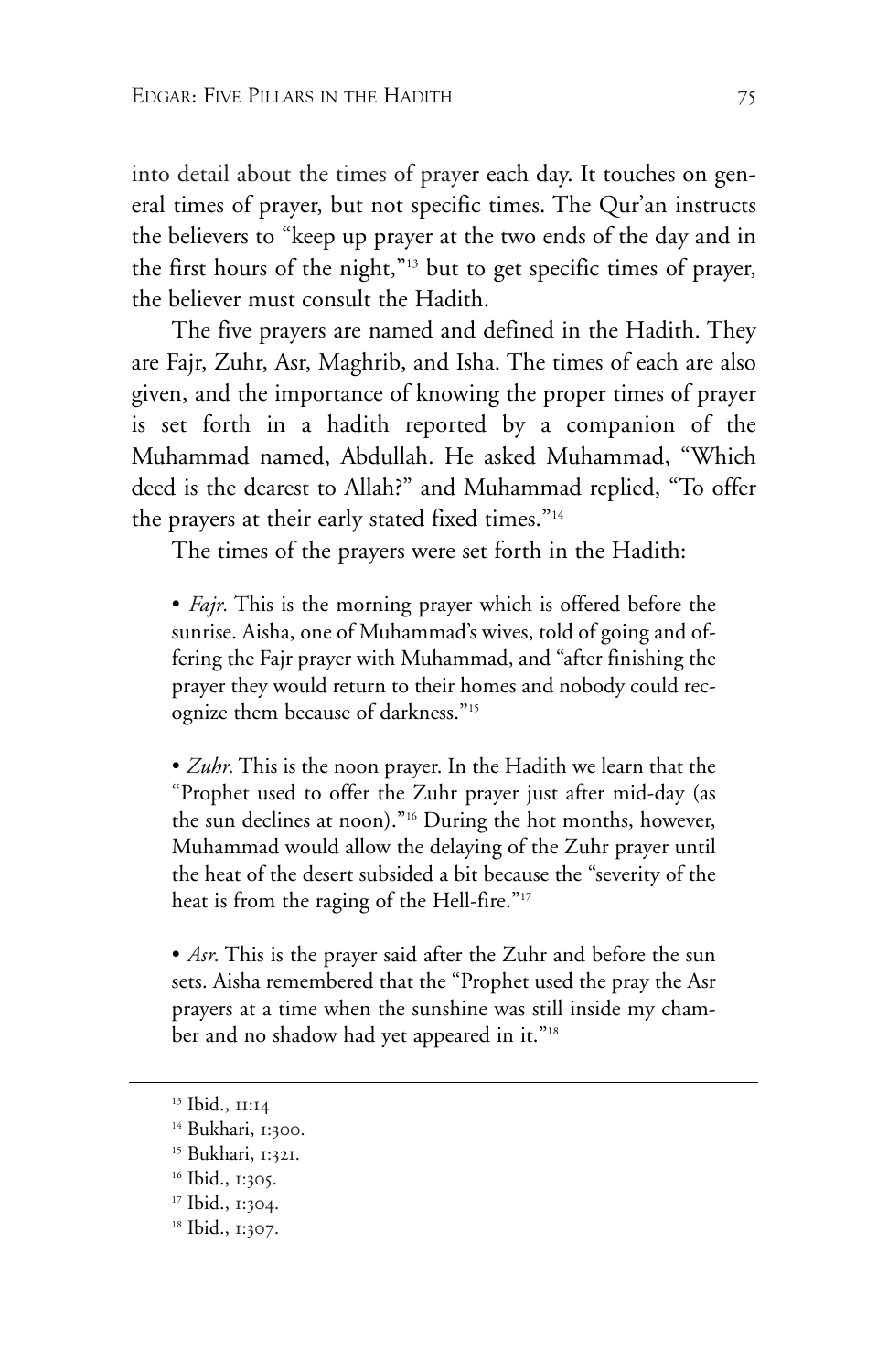into detail about the times of prayer each day. It touches on general times of prayer, but not specific times. The Qur'an instructs the believers to "keep up prayer at the two ends of the day and in the first hours of the night,"[13] but to get specific times of prayer, the believer must consult the Hadith.

The five prayers are named and defined in the Hadith. They are Fajr, Zuhr, Asr, Maghrib, and Isha. The times of each are also given, and the importance of knowing the proper times of prayer is set forth in a hadith reported by a companion of the Muhammad named, Abdullah. He asked Muhammad, "Which deed is the dearest to Allah?" and Muhammad replied, "To offer the prayers at their early stated fixed times."[14]

The times of the prayers were set forth in the Hadith:

- *Fajr*. This is the morning prayer which is offered before the sunrise. Aisha, one of Muhammad's wives, told of going and offering the Fajr prayer with Muhammad, and "after finishing the prayer they would return to their homes and nobody could recognize them because of darkness."[15]

- *Zuhr*. This is the noon prayer. In the Hadith we learn that the "Prophet used to offer the Zuhr prayer just after mid-day (as the sun declines at noon)."[16] During the hot months, however, Muhammad would allow the delaying of the Zuhr prayer until the heat of the desert subsided a bit because the "severity of the heat is from the raging of the Hell-fire."[17]

- *Asr*. This is the prayer said after the Zuhr and before the sun sets. Aisha remembered that the "Prophet used the pray the Asr prayers at a time when the sunshine was still inside my chamber and no shadow had yet appeared in it."[18]

---

[13] Ibid., 11:14

[14] Bukhari, 1:300.

[15] Bukhari, 1:321.

[16] Ibid., 1:305.

[17] Ibid., 1:304.

[18] Ibid., 1:307.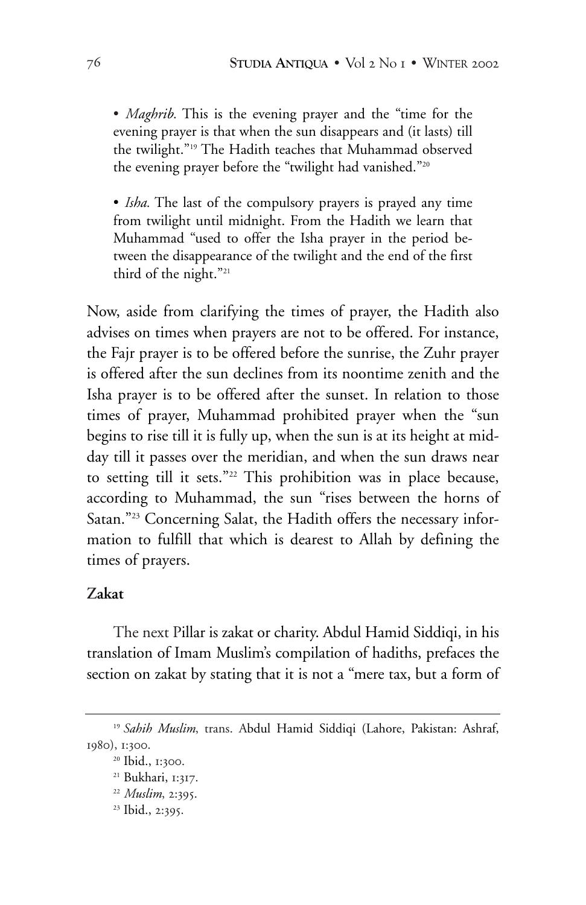- *Maghrib.* This is the evening prayer and the "time for the evening prayer is that when the sun disappears and (it lasts) till the twilight."[19] The Hadith teaches that Muhammad observed the evening prayer before the "twilight had vanished."[20]

- *Isha.* The last of the compulsory prayers is prayed any time from twilight until midnight. From the Hadith we learn that Muhammad "used to offer the Isha prayer in the period between the disappearance of the twilight and the end of the first third of the night."[21]

Now, aside from clarifying the times of prayer, the Hadith also advises on times when prayers are not to be offered. For instance, the Fajr prayer is to be offered before the sunrise, the Zuhr prayer is offered after the sun declines from its noontime zenith and the Isha prayer is to be offered after the sunset. In relation to those times of prayer, Muhammad prohibited prayer when the "sun begins to rise till it is fully up, when the sun is at its height at midday till it passes over the meridian, and when the sun draws near to setting till it sets."[22] This prohibition was in place because, according to Muhammad, the sun "rises between the horns of Satan."[23] Concerning Salat, the Hadith offers the necessary information to fulfill that which is dearest to Allah by defining the times of prayers.

### Zakat

The next Pillar is zakat or charity. Abdul Hamid Siddiqi, in his translation of Imam Muslim's compilation of hadiths, prefaces the section on zakat by stating that it is not a "mere tax, but a form of

---

[19] *Sahih Muslim*, trans. Abdul Hamid Siddiqi (Lahore, Pakistan: Ashraf, 1980), 1:300.

[20] Ibid., 1:300.

[21] Bukhari, 1:317.

[22] *Muslim*, 2:395.

[23] Ibid., 2:395.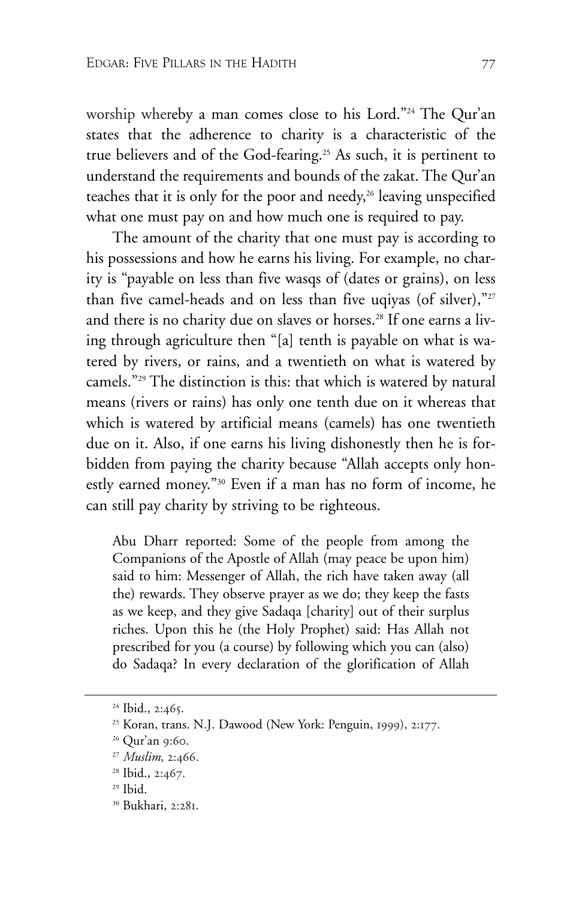worship whereby a man comes close to his Lord."[24] The Qur'an states that the adherence to charity is a characteristic of the true believers and of the God-fearing.[25] As such, it is pertinent to understand the requirements and bounds of the zakat. The Qur'an teaches that it is only for the poor and needy,[26] leaving unspecified what one must pay on and how much one is required to pay.

The amount of the charity that one must pay is according to his possessions and how he earns his living. For example, no charity is "payable on less than five wasqs of (dates or grains), on less than five camel-heads and on less than five uqiyas (of silver),"[27] and there is no charity due on slaves or horses.[28] If one earns a living through agriculture then "[a] tenth is payable on what is watered by rivers, or rains, and a twentieth on what is watered by camels."[29] The distinction is this: that which is watered by natural means (rivers or rains) has only one tenth due on it whereas that which is watered by artificial means (camels) has one twentieth due on it. Also, if one earns his living dishonestly then he is forbidden from paying the charity because "Allah accepts only honestly earned money."[30] Even if a man has no form of income, he can still pay charity by striving to be righteous.

> Abu Dharr reported: Some of the people from among the Companions of the Apostle of Allah (may peace be upon him) said to him: Messenger of Allah, the rich have taken away (all the) rewards. They observe prayer as we do; they keep the fasts as we keep, and they give Sadaqa [charity] out of their surplus riches. Upon this he (the Holy Prophet) said: Has Allah not prescribed for you (a course) by following which you can (also) do Sadaqa? In every declaration of the glorification of Allah

---

[24] Ibid., 2:465.

[25] Koran, trans. N.J. Dawood (New York: Penguin, 1999), 2:177.

[26] Qur'an 9:60.

[27] *Muslim*, 2:466.

[28] Ibid., 2:467.

[29] Ibid.

[30] Bukhari, 2:281.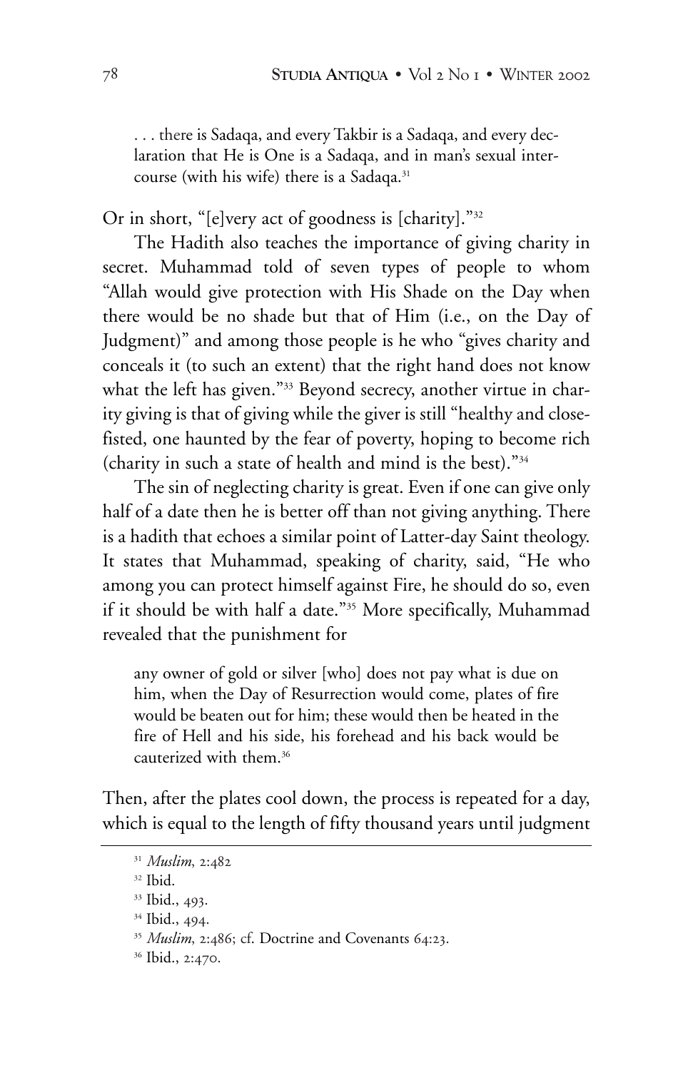> . . . there is Sadaqa, and every Takbir is a Sadaqa, and every declaration that He is One is a Sadaqa, and in man's sexual intercourse (with his wife) there is a Sadaqa.[31]

Or in short, "[e]very act of goodness is [charity]."[32]

The Hadith also teaches the importance of giving charity in secret. Muhammad told of seven types of people to whom "Allah would give protection with His Shade on the Day when there would be no shade but that of Him (i.e., on the Day of Judgment)" and among those people is he who "gives charity and conceals it (to such an extent) that the right hand does not know what the left has given."[33] Beyond secrecy, another virtue in charity giving is that of giving while the giver is still "healthy and close-fisted, one haunted by the fear of poverty, hoping to become rich (charity in such a state of health and mind is the best)."[34]

The sin of neglecting charity is great. Even if one can give only half of a date then he is better off than not giving anything. There is a hadith that echoes a similar point of Latter-day Saint theology. It states that Muhammad, speaking of charity, said, "He who among you can protect himself against Fire, he should do so, even if it should be with half a date."[35] More specifically, Muhammad revealed that the punishment for

> any owner of gold or silver [who] does not pay what is due on him, when the Day of Resurrection would come, plates of fire would be beaten out for him; these would then be heated in the fire of Hell and his side, his forehead and his back would be cauterized with them.[36]

Then, after the plates cool down, the process is repeated for a day, which is equal to the length of fifty thousand years until judgment

---

[31] *Muslim*, 2:482

[32] Ibid.

[33] Ibid., 493.

[34] Ibid., 494.

[35] *Muslim*, 2:486; cf. Doctrine and Covenants 64:23.

[36] Ibid., 2:470.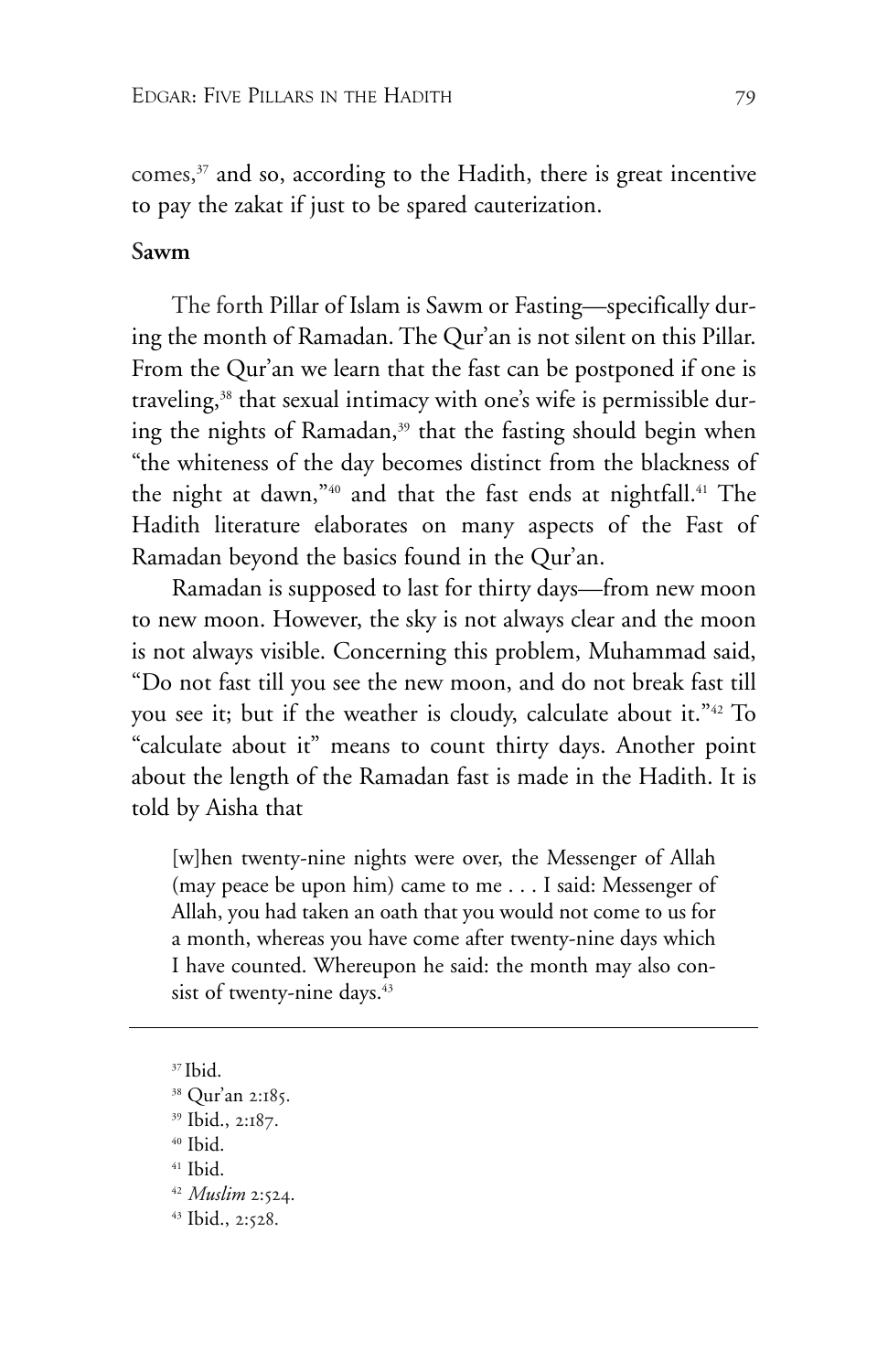comes,[37] and so, according to the Hadith, there is great incentive to pay the zakat if just to be spared cauterization.

### Sawm

The forth Pillar of Islam is Sawm or Fasting—specifically during the month of Ramadan. The Qur'an is not silent on this Pillar. From the Qur'an we learn that the fast can be postponed if one is traveling,[38] that sexual intimacy with one's wife is permissible during the nights of Ramadan,[39] that the fasting should begin when "the whiteness of the day becomes distinct from the blackness of the night at dawn,"[40] and that the fast ends at nightfall.[41] The Hadith literature elaborates on many aspects of the Fast of Ramadan beyond the basics found in the Qur'an.

Ramadan is supposed to last for thirty days—from new moon to new moon. However, the sky is not always clear and the moon is not always visible. Concerning this problem, Muhammad said, "Do not fast till you see the new moon, and do not break fast till you see it; but if the weather is cloudy, calculate about it."[42] To "calculate about it" means to count thirty days. Another point about the length of the Ramadan fast is made in the Hadith. It is told by Aisha that

> [w]hen twenty-nine nights were over, the Messenger of Allah (may peace be upon him) came to me . . . I said: Messenger of Allah, you had taken an oath that you would not come to us for a month, whereas you have come after twenty-nine days which I have counted. Whereupon he said: the month may also consist of twenty-nine days.[43]

---

[37] Ibid.

[38] Qur'an 2:185.

[39] Ibid., 2:187.

[40] Ibid.

[41] Ibid.

[42] *Muslim* 2:524.

[43] Ibid., 2:528.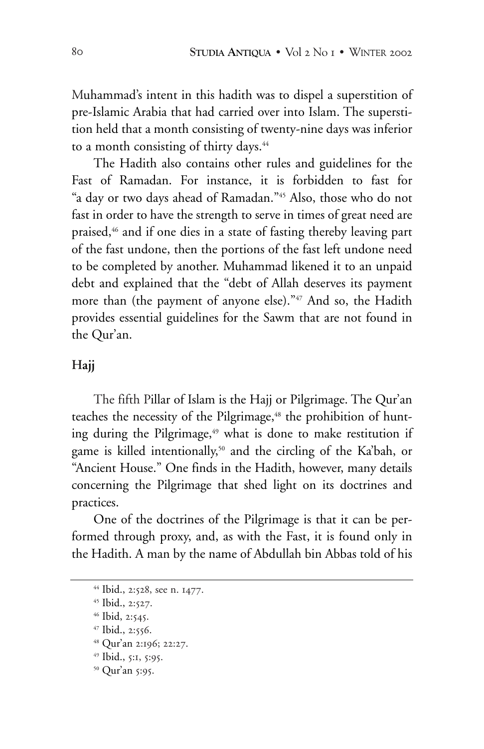Muhammad's intent in this hadith was to dispel a superstition of pre-Islamic Arabia that had carried over into Islam. The superstition held that a month consisting of twenty-nine days was inferior to a month consisting of thirty days.[44]

The Hadith also contains other rules and guidelines for the Fast of Ramadan. For instance, it is forbidden to fast for "a day or two days ahead of Ramadan."[45] Also, those who do not fast in order to have the strength to serve in times of great need are praised,[46] and if one dies in a state of fasting thereby leaving part of the fast undone, then the portions of the fast left undone need to be completed by another. Muhammad likened it to an unpaid debt and explained that the "debt of Allah deserves its payment more than (the payment of anyone else)."[47] And so, the Hadith provides essential guidelines for the Sawm that are not found in the Qur'an.

### Hajj

The fifth Pillar of Islam is the Hajj or Pilgrimage. The Qur'an teaches the necessity of the Pilgrimage,[48] the prohibition of hunting during the Pilgrimage,[49] what is done to make restitution if game is killed intentionally,[50] and the circling of the Ka'bah, or "Ancient House." One finds in the Hadith, however, many details concerning the Pilgrimage that shed light on its doctrines and practices.

One of the doctrines of the Pilgrimage is that it can be performed through proxy, and, as with the Fast, it is found only in the Hadith. A man by the name of Abdullah bin Abbas told of his

---

[44] Ibid., 2:528, see n. 1477.

[45] Ibid., 2:527.

[46] Ibid, 2:545.

[47] Ibid., 2:556.

[48] Qur'an 2:196; 22:27.

[49] Ibid., 5:1, 5:95.

[50] Qur'an 5:95.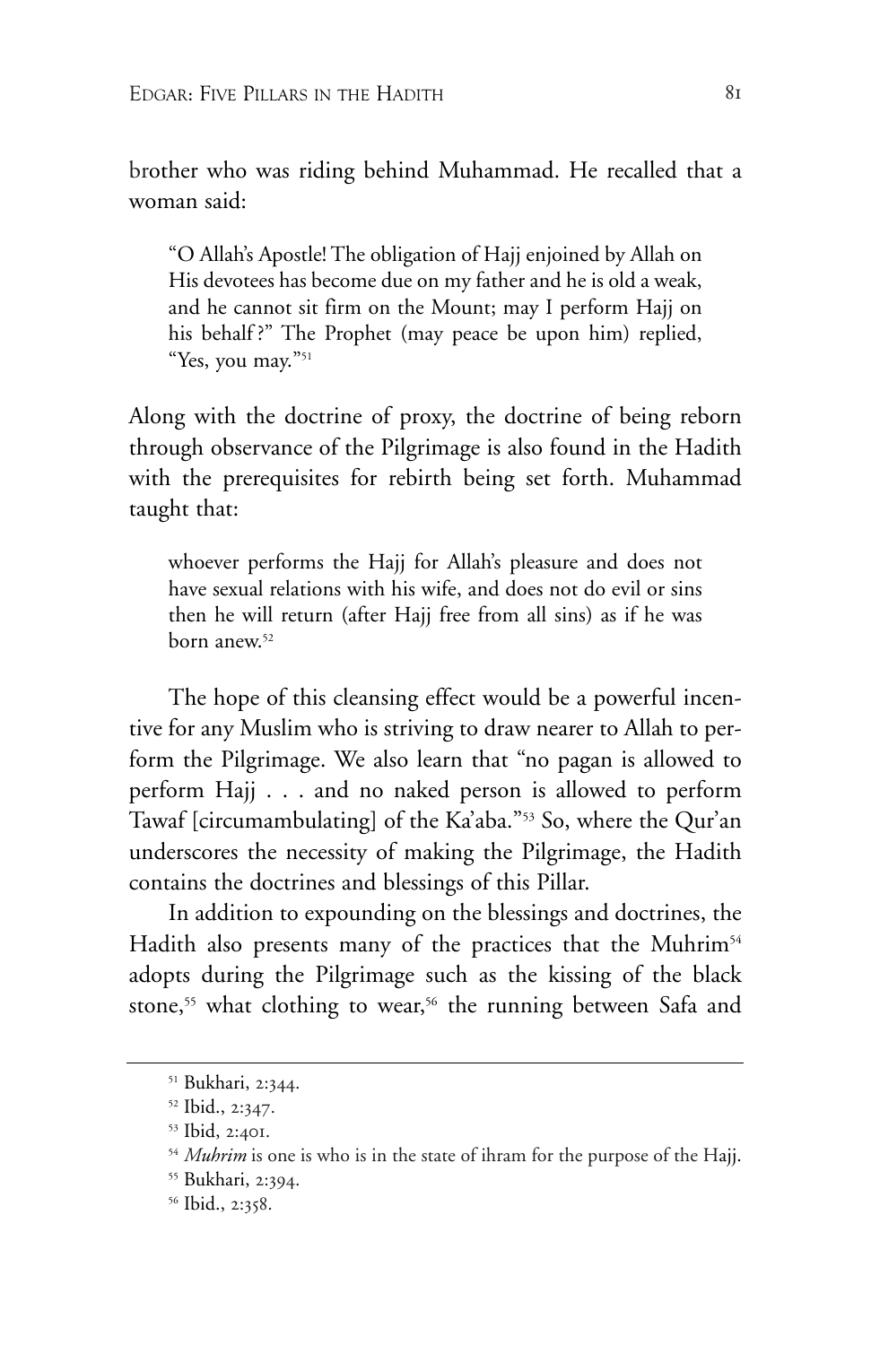brother who was riding behind Muhammad. He recalled that a woman said:

> "O Allah's Apostle! The obligation of Hajj enjoined by Allah on His devotees has become due on my father and he is old a weak, and he cannot sit firm on the Mount; may I perform Hajj on his behalf?" The Prophet (may peace be upon him) replied, "Yes, you may."[51]

Along with the doctrine of proxy, the doctrine of being reborn through observance of the Pilgrimage is also found in the Hadith with the prerequisites for rebirth being set forth. Muhammad taught that:

> whoever performs the Hajj for Allah's pleasure and does not have sexual relations with his wife, and does not do evil or sins then he will return (after Hajj free from all sins) as if he was born anew.[52]

The hope of this cleansing effect would be a powerful incentive for any Muslim who is striving to draw nearer to Allah to perform the Pilgrimage. We also learn that "no pagan is allowed to perform Hajj . . . and no naked person is allowed to perform Tawaf [circumambulating] of the Ka'aba."[53] So, where the Qur'an underscores the necessity of making the Pilgrimage, the Hadith contains the doctrines and blessings of this Pillar.

In addition to expounding on the blessings and doctrines, the Hadith also presents many of the practices that the Muhrim[54] adopts during the Pilgrimage such as the kissing of the black stone,[55] what clothing to wear,[56] the running between Safa and

---

[51] Bukhari, 2:344.

[52] Ibid., 2:347.

[53] Ibid, 2:401.

[54] *Muhrim* is one is who is in the state of ihram for the purpose of the Hajj.

[55] Bukhari, 2:394.

[56] Ibid., 2:358.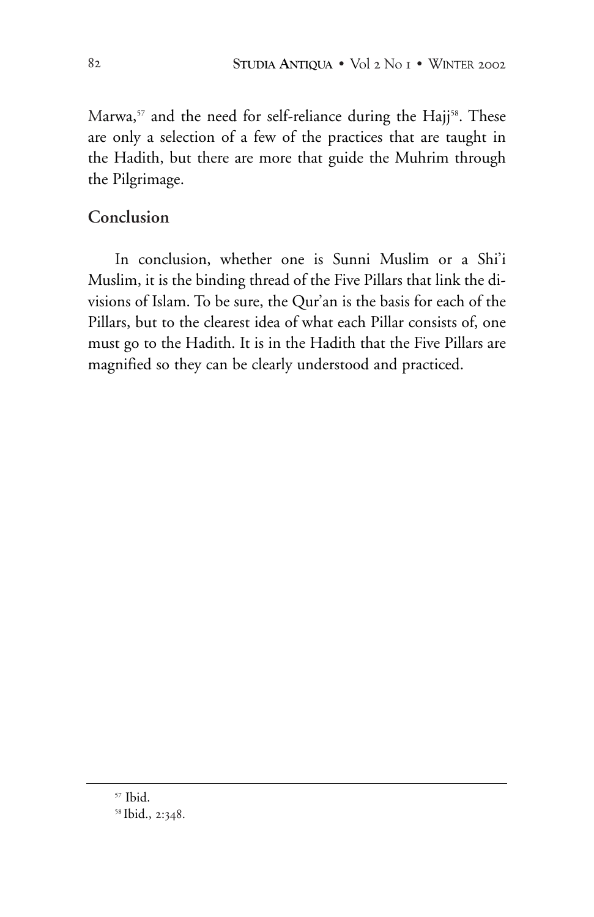Marwa,[57] and the need for self-reliance during the Hajj[58]. These are only a selection of a few of the practices that are taught in the Hadith, but there are more that guide the Muhrim through the Pilgrimage.

## Conclusion

In conclusion, whether one is Sunni Muslim or a Shi'i Muslim, it is the binding thread of the Five Pillars that link the divisions of Islam. To be sure, the Qur'an is the basis for each of the Pillars, but to the clearest idea of what each Pillar consists of, one must go to the Hadith. It is in the Hadith that the Five Pillars are magnified so they can be clearly understood and practiced.

---

[57] Ibid.

[58] Ibid., 2:348.